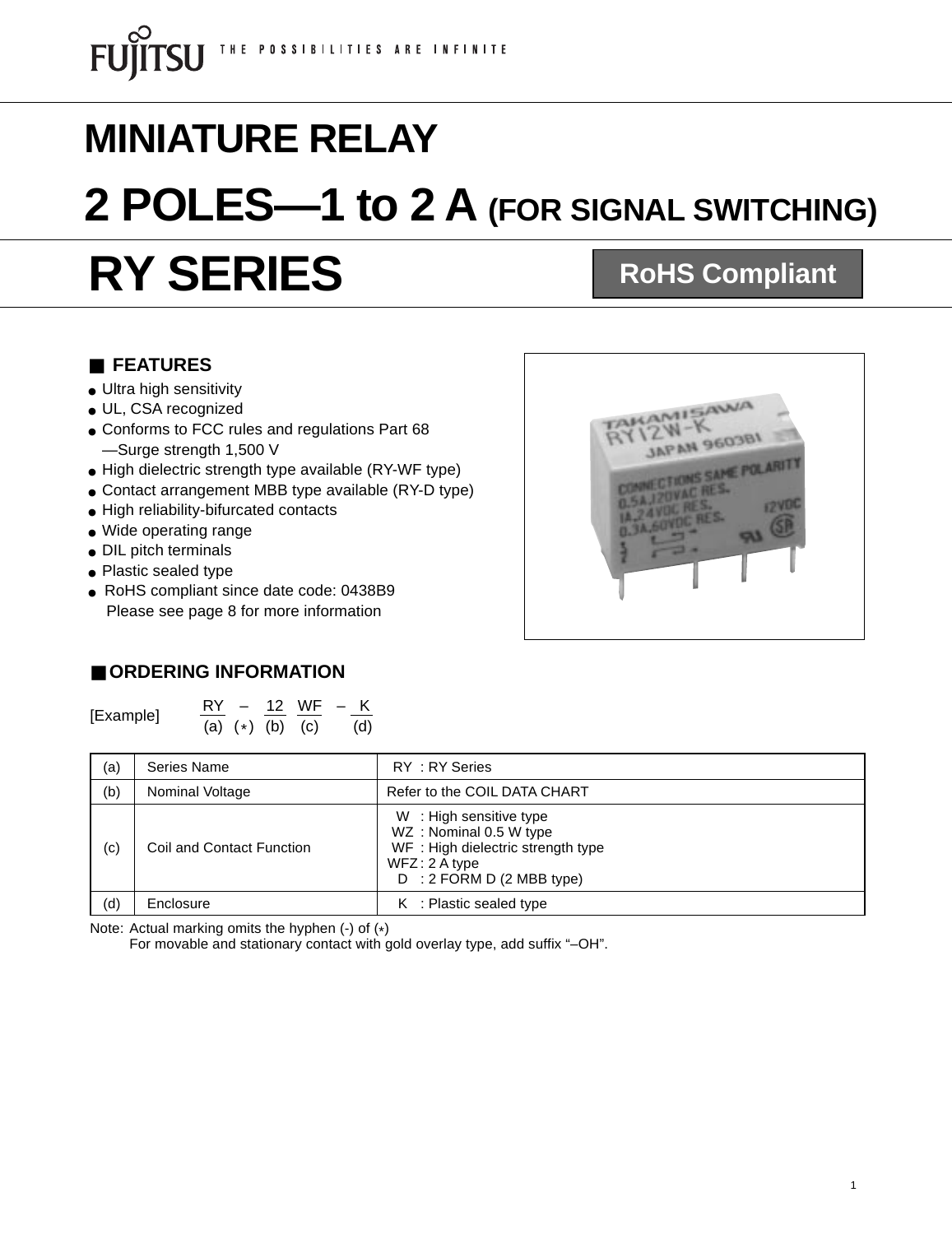# MINIATURE RELAY

# 2 POLES—1 to 2 A (FOR SIGNAL SWITCHING)

# RY SERIES

**RoHS Compliant**

## ■ FEATURES

- Ultra high sensitivity
- UL, CSA recognized
- Conforms to FCC rules and regulations Part 68
  —Surge strength 1,500 V
- High dielectric strength type available (RY-WF type)
- Contact arrangement MBB type available (RY-D type)
- High reliability-bifurcated contacts
- Wide operating range
- DIL pitch terminals
- Plastic sealed type
- RoHS compliant since date code: 0438B9
  Please see page 8 for more information

## ■ ORDERING INFORMATION

[Example]

```
 RY   –   12   WF  –  K
 (a) (*)  (b)  (c)    (d)
```

| | | |
|---|---|---|
| (a) | Series Name | RY : RY Series |
| (b) | Nominal Voltage | Refer to the COIL DATA CHART |
| (c) | Coil and Contact Function | W : High sensitive type<br>WZ : Nominal 0.5 W type<br>WF : High dielectric strength type<br>WFZ : 2 A type<br>D : 2 FORM D (2 MBB type) |
| (d) | Enclosure | K : Plastic sealed type |

Note: Actual marking omits the hyphen (-) of (*)
For movable and stationary contact with gold overlay type, add suffix "–OH".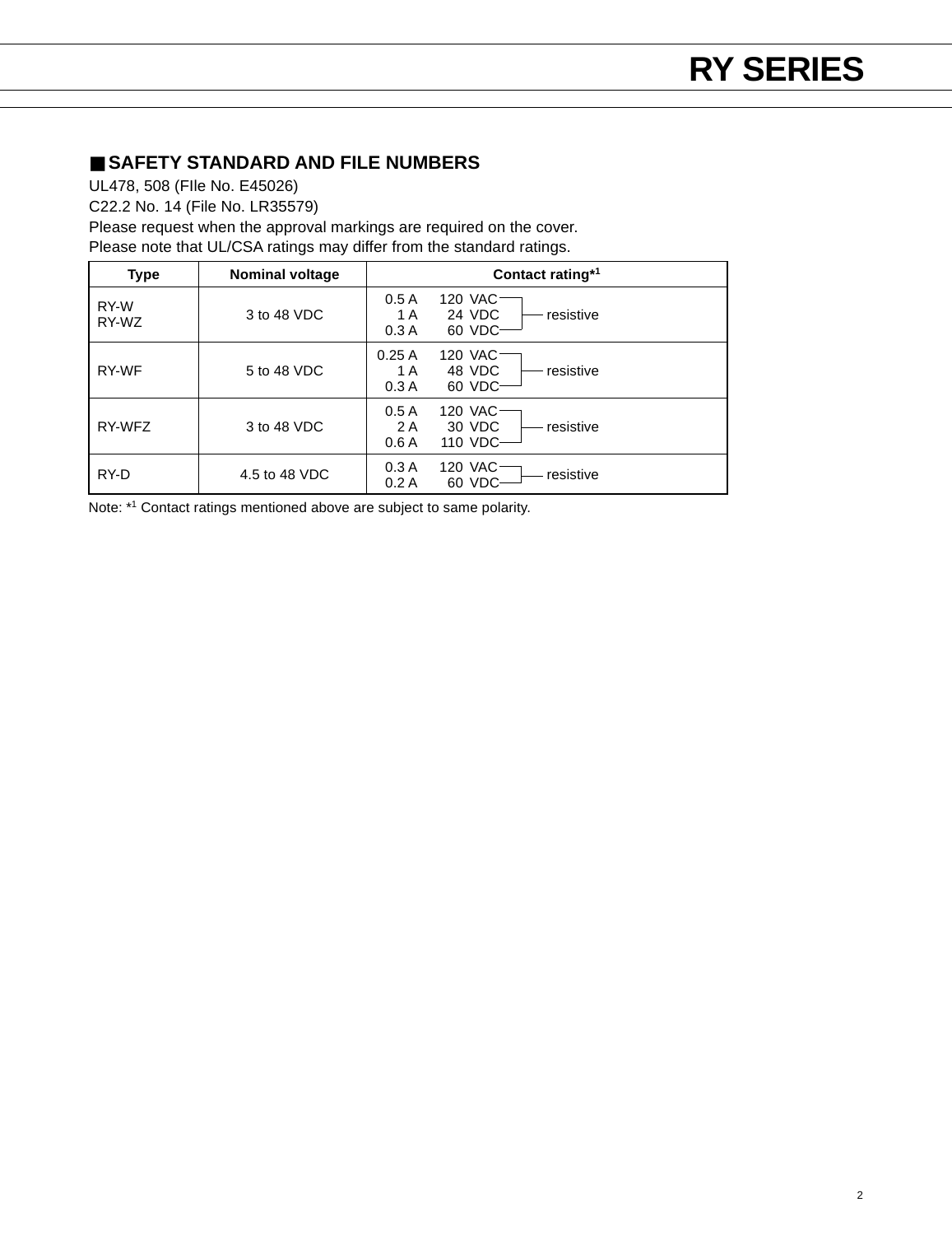## ■ SAFETY STANDARD AND FILE NUMBERS

UL478, 508 (FIle No. E45026)
C22.2 No. 14 (File No. LR35579)
Please request when the approval markings are required on the cover.
Please note that UL/CSA ratings may differ from the standard ratings.

| Type | Nominal voltage | Contact rating*[1] |
|---|---|---|
| RY-W<br>RY-WZ | 3 to 48 VDC | 0.5 A 120 VAC<br>1 A 24 VDC<br>0.3 A 60 VDC — resistive |
| RY-WF | 5 to 48 VDC | 0.25 A 120 VAC<br>1 A 48 VDC<br>0.3 A 60 VDC — resistive |
| RY-WFZ | 3 to 48 VDC | 0.5 A 120 VAC<br>2 A 30 VDC<br>0.6 A 110 VDC — resistive |
| RY-D | 4.5 to 48 VDC | 0.3 A 120 VAC<br>0.2 A 60 VDC — resistive |

Note: *[1] Contact ratings mentioned above are subject to same polarity.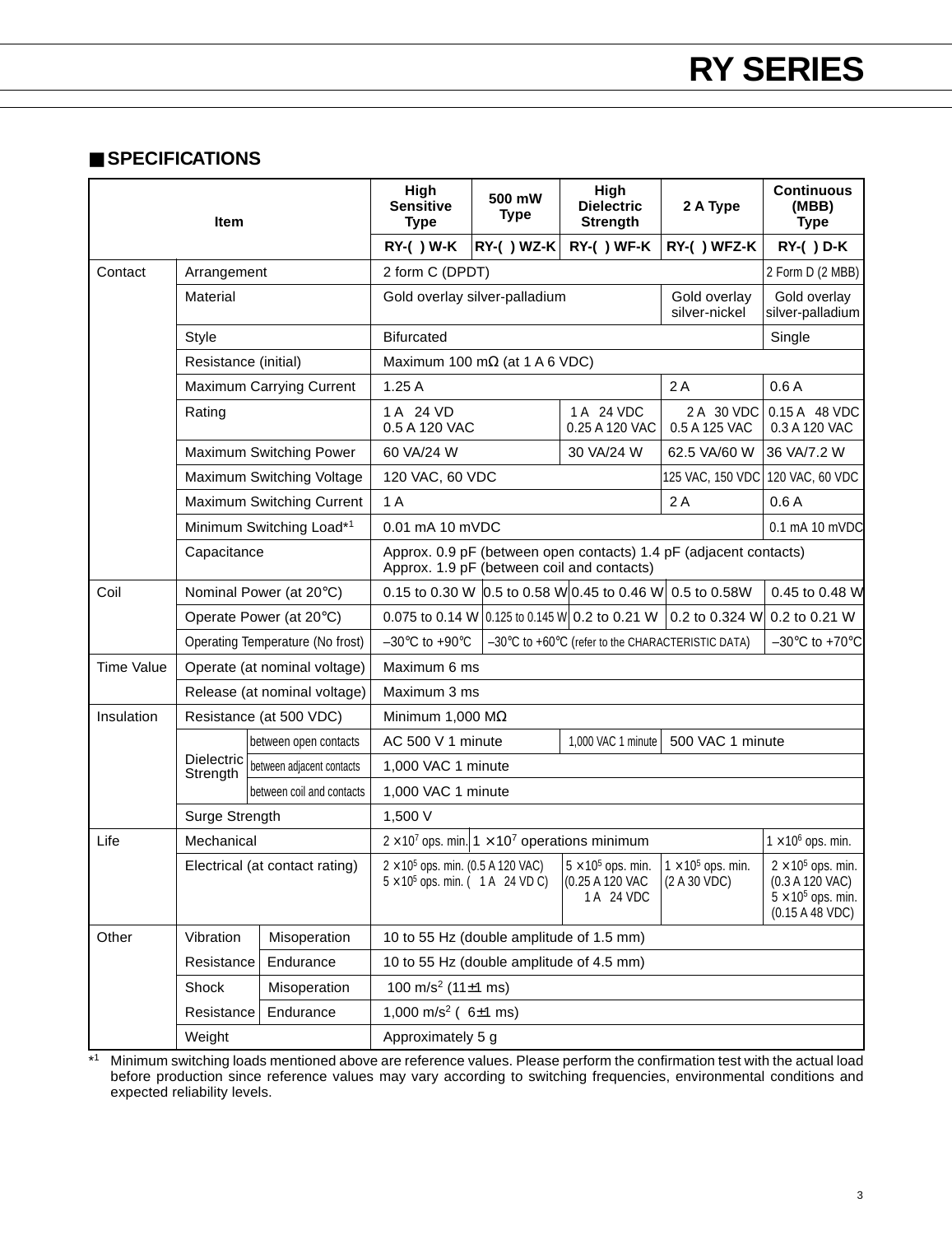## ■ SPECIFICATIONS

| Item | | | High Sensitive Type | 500 mW Type | High Dielectric Strength | 2 A Type | Continuous (MBB) Type |
|---|---|---|---|---|---|---|---|
| | | | RY-( ) W-K | RY-( ) WZ-K | RY-( ) WF-K | RY-( ) WFZ-K | RY-( ) D-K |
| Contact | Arrangement | | 2 form C (DPDT) | | | | 2 Form D (2 MBB) |
| | Material | | Gold overlay silver-palladium | | | Gold overlay silver-nickel | Gold overlay silver-palladium |
| | Style | | Bifurcated | | | | Single |
| | Resistance (initial) | | Maximum 100 mΩ (at 1 A 6 VDC) | | | | |
| | Maximum Carrying Current | | 1.25 A | | | 2 A | 0.6 A |
| | Rating | | 1 A 24 VD<br>0.5 A 120 VAC | | 1 A 24 VDC<br>0.25 A 120 VAC | 2 A 30 VDC<br>0.5 A 125 VAC | 0.15 A 48 VDC<br>0.3 A 120 VAC |
| | Maximum Switching Power | | 60 VA/24 W | | 30 VA/24 W | 62.5 VA/60 W | 36 VA/7.2 W |
| | Maximum Switching Voltage | | 120 VAC, 60 VDC | | | 125 VAC, 150 VDC | 120 VAC, 60 VDC |
| | Maximum Switching Current | | 1 A | | | 2 A | 0.6 A |
| | Minimum Switching Load*[1] | | 0.01 mA 10 mVDC | | | | 0.1 mA 10 mVDC |
| | Capacitance | | Approx. 0.9 pF (between open contacts) 1.4 pF (adjacent contacts)<br>Approx. 1.9 pF (between coil and contacts) | | | | |
| Coil | Nominal Power (at 20°C) | | 0.15 to 0.30 W | 0.5 to 0.58 W | 0.45 to 0.46 W | 0.5 to 0.58W | 0.45 to 0.48 W |
| | Operate Power (at 20°C) | | 0.075 to 0.14 W | 0.125 to 0.145 W | 0.2 to 0.21 W | 0.2 to 0.324 W | 0.2 to 0.21 W |
| | Operating Temperature (No frost) | | –30°C to +90°C | –30°C to +60°C (refer to the CHARACTERISTIC DATA) | | | –30°C to +70°C |
| Time Value | Operate (at nominal voltage) | | Maximum 6 ms | | | | |
| | Release (at nominal voltage) | | Maximum 3 ms | | | | |
| Insulation | Resistance (at 500 VDC) | | Minimum 1,000 MΩ | | | | |
| | Dielectric Strength | between open contacts | AC 500 V 1 minute | | 1,000 VAC 1 minute | 500 VAC 1 minute | |
| | | between adjacent contacts | 1,000 VAC 1 minute | | | | |
| | | between coil and contacts | 1,000 VAC 1 minute | | | | |
| | Surge Strength | | 1,500 V | | | | |
| Life | Mechanical | | $2 \times 10^7$ ops. min. | $1 \times 10^7$ operations minimum | | | $1 \times 10^6$ ops. min. |
| | Electrical (at contact rating) | | $2 \times 10^5$ ops. min. (0.5 A 120 VAC)<br>$5 \times 10^5$ ops. min. ( 1 A 24 VD C) | | $5 \times 10^5$ ops. min.<br>(0.25 A 120 VAC<br>1 A 24 VDC | $1 \times 10^5$ ops. min.<br>(2 A 30 VDC) | $2 \times 10^5$ ops. min.<br>(0.3 A 120 VAC)<br>$5 \times 10^5$ ops. min.<br>(0.15 A 48 VDC) |
| Other | Vibration Resistance | Misoperation | 10 to 55 Hz (double amplitude of 1.5 mm) | | | | |
| | | Endurance | 10 to 55 Hz (double amplitude of 4.5 mm) | | | | |
| | Shock Resistance | Misoperation | 100 m/s$^2$ (11±1 ms) | | | | |
| | | Endurance | 1,000 m/s$^2$ ( 6±1 ms) | | | | |
| | Weight | | Approximately 5 g | | | | |

*[1] Minimum switching loads mentioned above are reference values. Please perform the confirmation test with the actual load before production since reference values may vary according to switching frequencies, environmental conditions and expected reliability levels.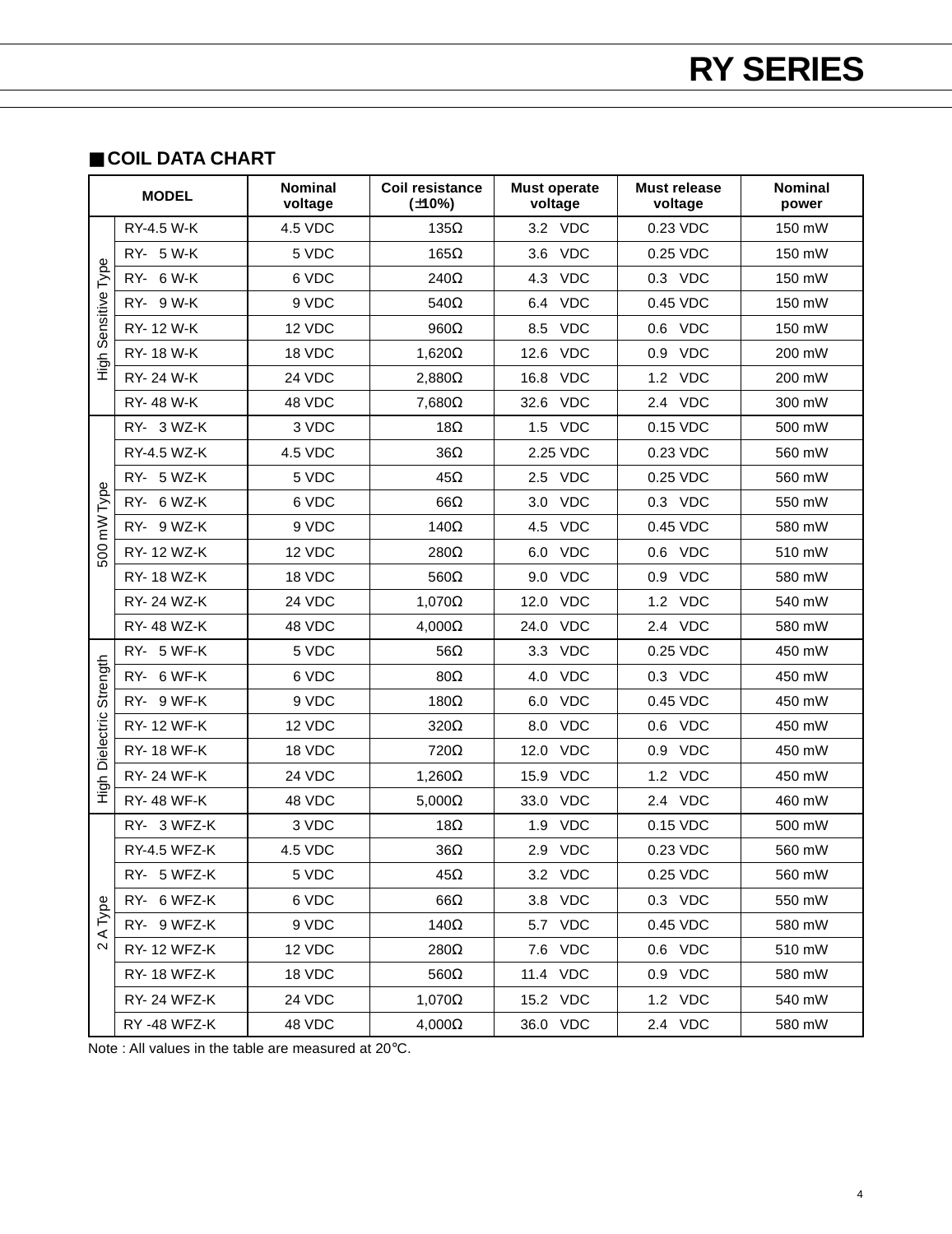## ■ COIL DATA CHART

| MODEL | | Nominal voltage | Coil resistance (±10%) | Must operate voltage | Must release voltage | Nominal power |
|---|---|---|---|---|---|---|
| High Sensitive Type | RY-4.5 W-K | 4.5 VDC | 135Ω | 3.2 VDC | 0.23 VDC | 150 mW |
| | RY- 5 W-K | 5 VDC | 165Ω | 3.6 VDC | 0.25 VDC | 150 mW |
| | RY- 6 W-K | 6 VDC | 240Ω | 4.3 VDC | 0.3 VDC | 150 mW |
| | RY- 9 W-K | 9 VDC | 540Ω | 6.4 VDC | 0.45 VDC | 150 mW |
| | RY- 12 W-K | 12 VDC | 960Ω | 8.5 VDC | 0.6 VDC | 150 mW |
| | RY- 18 W-K | 18 VDC | 1,620Ω | 12.6 VDC | 0.9 VDC | 200 mW |
| | RY- 24 W-K | 24 VDC | 2,880Ω | 16.8 VDC | 1.2 VDC | 200 mW |
| | RY- 48 W-K | 48 VDC | 7,680Ω | 32.6 VDC | 2.4 VDC | 300 mW |
| 500 mW Type | RY- 3 WZ-K | 3 VDC | 18Ω | 1.5 VDC | 0.15 VDC | 500 mW |
| | RY-4.5 WZ-K | 4.5 VDC | 36Ω | 2.25 VDC | 0.23 VDC | 560 mW |
| | RY- 5 WZ-K | 5 VDC | 45Ω | 2.5 VDC | 0.25 VDC | 560 mW |
| | RY- 6 WZ-K | 6 VDC | 66Ω | 3.0 VDC | 0.3 VDC | 550 mW |
| | RY- 9 WZ-K | 9 VDC | 140Ω | 4.5 VDC | 0.45 VDC | 580 mW |
| | RY- 12 WZ-K | 12 VDC | 280Ω | 6.0 VDC | 0.6 VDC | 510 mW |
| | RY- 18 WZ-K | 18 VDC | 560Ω | 9.0 VDC | 0.9 VDC | 580 mW |
| | RY- 24 WZ-K | 24 VDC | 1,070Ω | 12.0 VDC | 1.2 VDC | 540 mW |
| | RY- 48 WZ-K | 48 VDC | 4,000Ω | 24.0 VDC | 2.4 VDC | 580 mW |
| High Dielectric Strength | RY- 5 WF-K | 5 VDC | 56Ω | 3.3 VDC | 0.25 VDC | 450 mW |
| | RY- 6 WF-K | 6 VDC | 80Ω | 4.0 VDC | 0.3 VDC | 450 mW |
| | RY- 9 WF-K | 9 VDC | 180Ω | 6.0 VDC | 0.45 VDC | 450 mW |
| | RY- 12 WF-K | 12 VDC | 320Ω | 8.0 VDC | 0.6 VDC | 450 mW |
| | RY- 18 WF-K | 18 VDC | 720Ω | 12.0 VDC | 0.9 VDC | 450 mW |
| | RY- 24 WF-K | 24 VDC | 1,260Ω | 15.9 VDC | 1.2 VDC | 450 mW |
| | RY- 48 WF-K | 48 VDC | 5,000Ω | 33.0 VDC | 2.4 VDC | 460 mW |
| 2 A Type | RY- 3 WFZ-K | 3 VDC | 18Ω | 1.9 VDC | 0.15 VDC | 500 mW |
| | RY-4.5 WFZ-K | 4.5 VDC | 36Ω | 2.9 VDC | 0.23 VDC | 560 mW |
| | RY- 5 WFZ-K | 5 VDC | 45Ω | 3.2 VDC | 0.25 VDC | 560 mW |
| | RY- 6 WFZ-K | 6 VDC | 66Ω | 3.8 VDC | 0.3 VDC | 550 mW |
| | RY- 9 WFZ-K | 9 VDC | 140Ω | 5.7 VDC | 0.45 VDC | 580 mW |
| | RY- 12 WFZ-K | 12 VDC | 280Ω | 7.6 VDC | 0.6 VDC | 510 mW |
| | RY- 18 WFZ-K | 18 VDC | 560Ω | 11.4 VDC | 0.9 VDC | 580 mW |
| | RY- 24 WFZ-K | 24 VDC | 1,070Ω | 15.2 VDC | 1.2 VDC | 540 mW |
| | RY -48 WFZ-K | 48 VDC | 4,000Ω | 36.0 VDC | 2.4 VDC | 580 mW |

Note : All values in the table are measured at 20°C.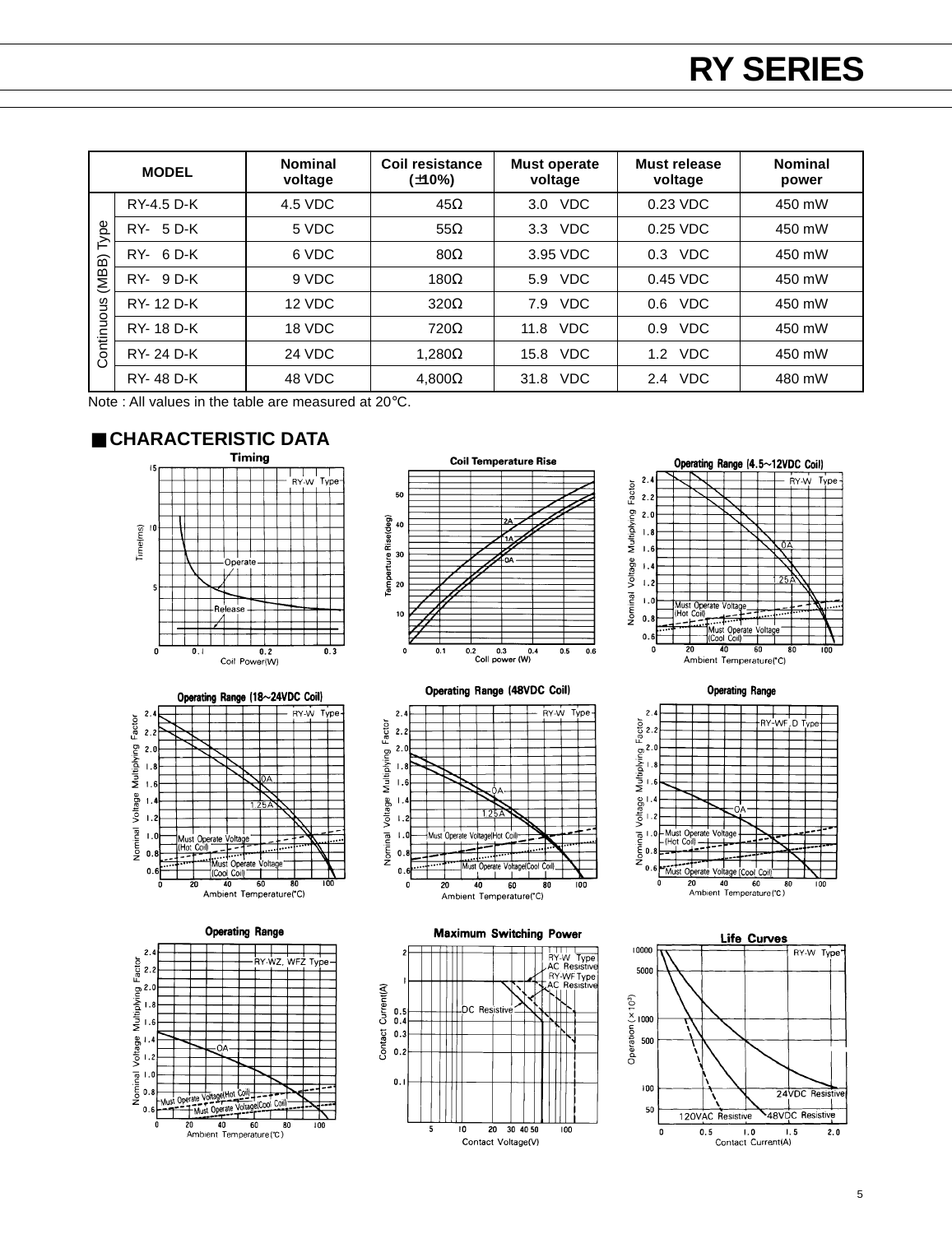# RY SERIES

| MODEL | | Nominal voltage | Coil resistance (±10%) | Must operate voltage | Must release voltage | Nominal power |
|---|---|---|---|---|---|---|
| Continuous (MBB) Type | RY-4.5 D-K | 4.5 VDC | 45Ω | 3.0 VDC | 0.23 VDC | 450 mW |
| | RY- 5 D-K | 5 VDC | 55Ω | 3.3 VDC | 0.25 VDC | 450 mW |
| | RY- 6 D-K | 6 VDC | 80Ω | 3.95 VDC | 0.3 VDC | 450 mW |
| | RY- 9 D-K | 9 VDC | 180Ω | 5.9 VDC | 0.45 VDC | 450 mW |
| | RY- 12 D-K | 12 VDC | 320Ω | 7.9 VDC | 0.6 VDC | 450 mW |
| | RY- 18 D-K | 18 VDC | 720Ω | 11.8 VDC | 0.9 VDC | 450 mW |
| | RY- 24 D-K | 24 VDC | 1,280Ω | 15.8 VDC | 1.2 VDC | 450 mW |
| | RY- 48 D-K | 48 VDC | 4,800Ω | 31.8 VDC | 2.4 VDC | 480 mW |

Note : All values in the table are measured at 20°C.

## ■ CHARACTERISTIC DATA

**Timing**

**Coil Temperature Rise**

**Operating Range (4.5~12VDC Coil)**

**Operating Range (18~24VDC Coil)**

**Operating Range (48VDC Coil)**

**Operating Range**

**Operating Range**

**Maximum Switching Power**

**Life Curves**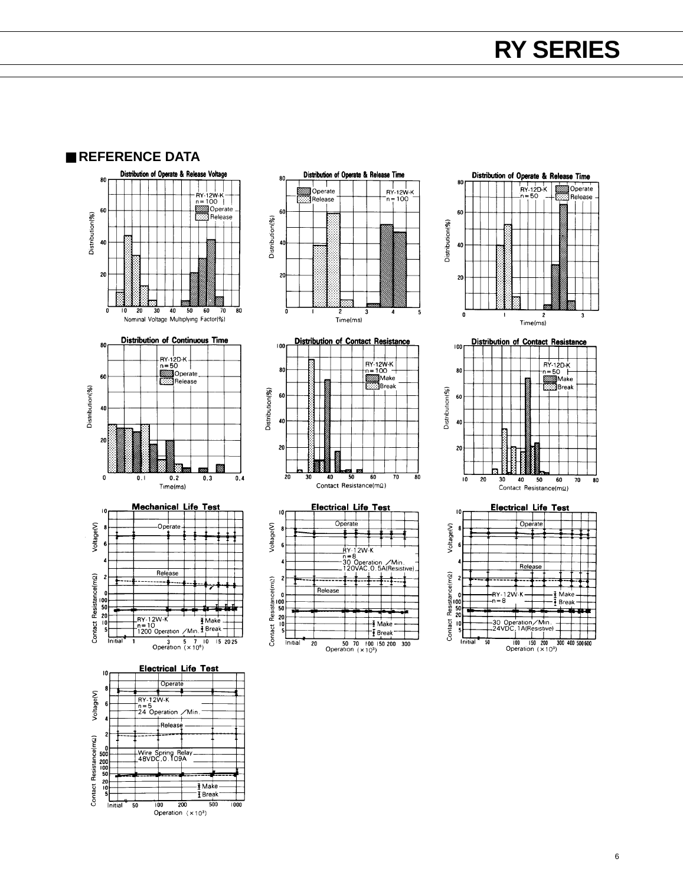## REFERENCE DATA

**Distribution of Operate & Release Voltage**

RY-12W-K
n = 100
Operate
Release

Distribution(%)
Nominal Voltage Multiplying Factor(%)

**Distribution of Operate & Release Time**

Operate
Release
RY-12W-K
n = 100

Distribution(%)
Time(ms)

**Distribution of Operate & Release Time**

RY-12D-K
n = 50
Operate
Release

Distribution(%)
Time(ms)

**Distribution of Continuous Time**

RY-12D-K
n = 50
Operate
Release

Distribution(%)
Time(ms)

**Distribution of Contact Resistance**

RY-12W-K
n = 100
Make
Break

Distribution(%)
Contact Resistance(mΩ)

**Distribution of Contact Resistance**

RY-12D-K
n = 50
Make
Break

Distribution(%)
Contact Resistance(mΩ)

**Mechanical Life Test**

Operate
Release
RY-12W-K
n = 10
1200 Operation /Min.
Make
Break

Voltage(V)
Contact Resistance(mΩ)
Operation ($\times 10^6$)

**Electrical Life Test**

Operate
RY-12W-K
n = 8
30 Operation /Min.
120VAC, 0.5A(Resistive)
Release
Make
Break

Voltage(V)
Contact Resistance(mΩ)
Operation ($\times 10^3$)

**Electrical Life Test**

Operate
Release
RY-12W-K
n = 8
Make
Break
30 Operation /Min.
24VDC, 1A(Resistive)

Voltage(V)
Contact Resistance(mΩ)
Operation ($\times 10^3$)

**Electrical Life Test**

Operate
RY-12W-K
n = 5
24 Operation /Min.
Release
Wire Spring Relay
48VDC, 0.109A
Make
Break

Voltage(V)
Contact Resistance(mΩ)
Operation ($\times 10^3$)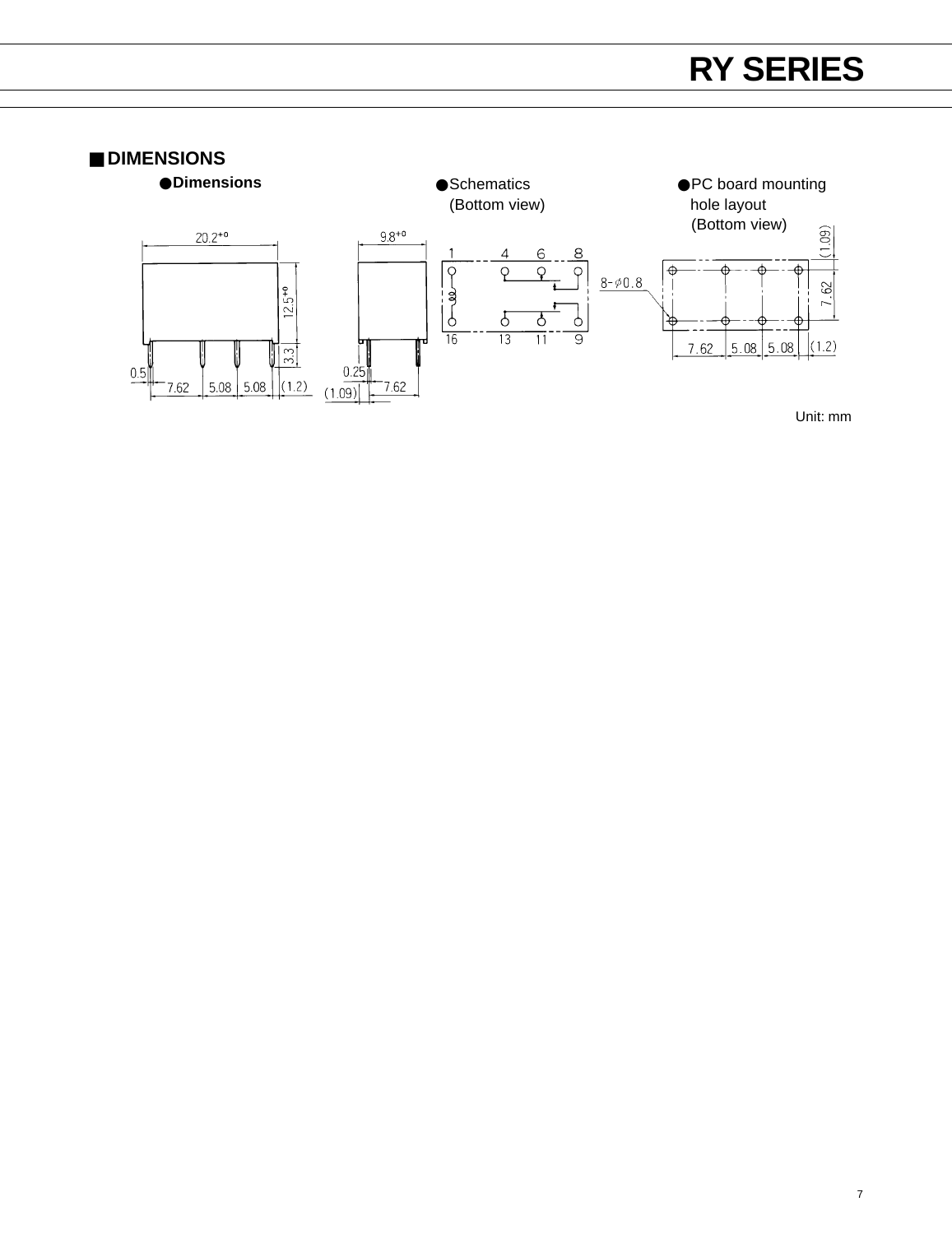## DIMENSIONS

●Dimensions

●Schematics
(Bottom view)

●PC board mounting hole layout
(Bottom view)

Unit: mm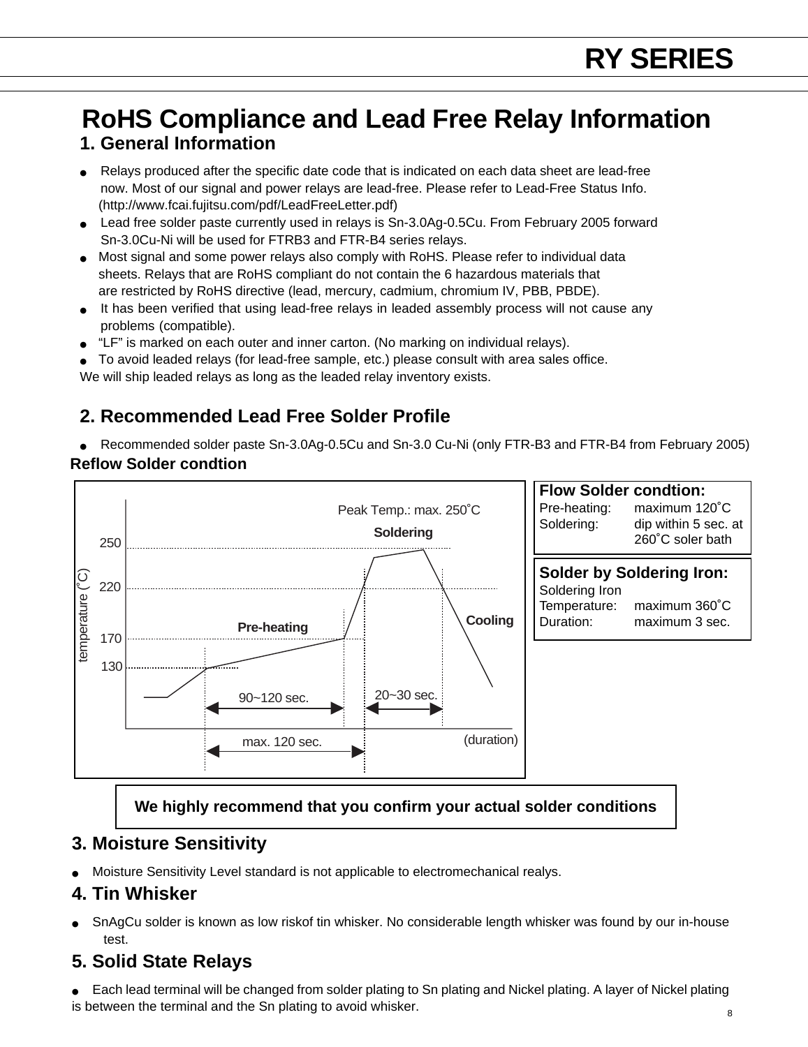# RoHS Compliance and Lead Free Relay Information

## 1. General Information

- Relays produced after the specific date code that is indicated on each data sheet are lead-free now. Most of our signal and power relays are lead-free. Please refer to Lead-Free Status Info. (http://www.fcai.fujitsu.com/pdf/LeadFreeLetter.pdf)
- Lead free solder paste currently used in relays is Sn-3.0Ag-0.5Cu. From February 2005 forward Sn-3.0Cu-Ni will be used for FTRB3 and FTR-B4 series relays.
- Most signal and some power relays also comply with RoHS. Please refer to individual data sheets. Relays that are RoHS compliant do not contain the 6 hazardous materials that are restricted by RoHS directive (lead, mercury, cadmium, chromium IV, PBB, PBDE).
- It has been verified that using lead-free relays in leaded assembly process will not cause any problems (compatible).
- "LF" is marked on each outer and inner carton. (No marking on individual relays).
- To avoid leaded relays (for lead-free sample, etc.) please consult with area sales office.

We will ship leaded relays as long as the leaded relay inventory exists.

## 2. Recommended Lead Free Solder Profile

- Recommended solder paste Sn-3.0Ag-0.5Cu and Sn-3.0 Cu-Ni (only FTR-B3 and FTR-B4 from February 2005)

**Reflow Solder condtion**

Peak Temp.: max. 250˚C

temperature (˚C): 250, 220, 170, 130

Pre-heating — Soldering — Cooling

90~120 sec. | 20~30 sec. | max. 120 sec. | (duration)

**Flow Solder condtion:**

Pre-heating: maximum 120˚C
Soldering: dip within 5 sec. at 260˚C soler bath

**Solder by Soldering Iron:**

Soldering Iron
Temperature: maximum 360˚C
Duration: maximum 3 sec.

**We highly recommend that you confirm your actual solder conditions**

## 3. Moisture Sensitivity

- Moisture Sensitivity Level standard is not applicable to electromechanical realys.

## 4. Tin Whisker

- SnAgCu solder is known as low riskof tin whisker. No considerable length whisker was found by our in-house test.

## 5. Solid State Relays

- Each lead terminal will be changed from solder plating to Sn plating and Nickel plating. A layer of Nickel plating is between the terminal and the Sn plating to avoid whisker.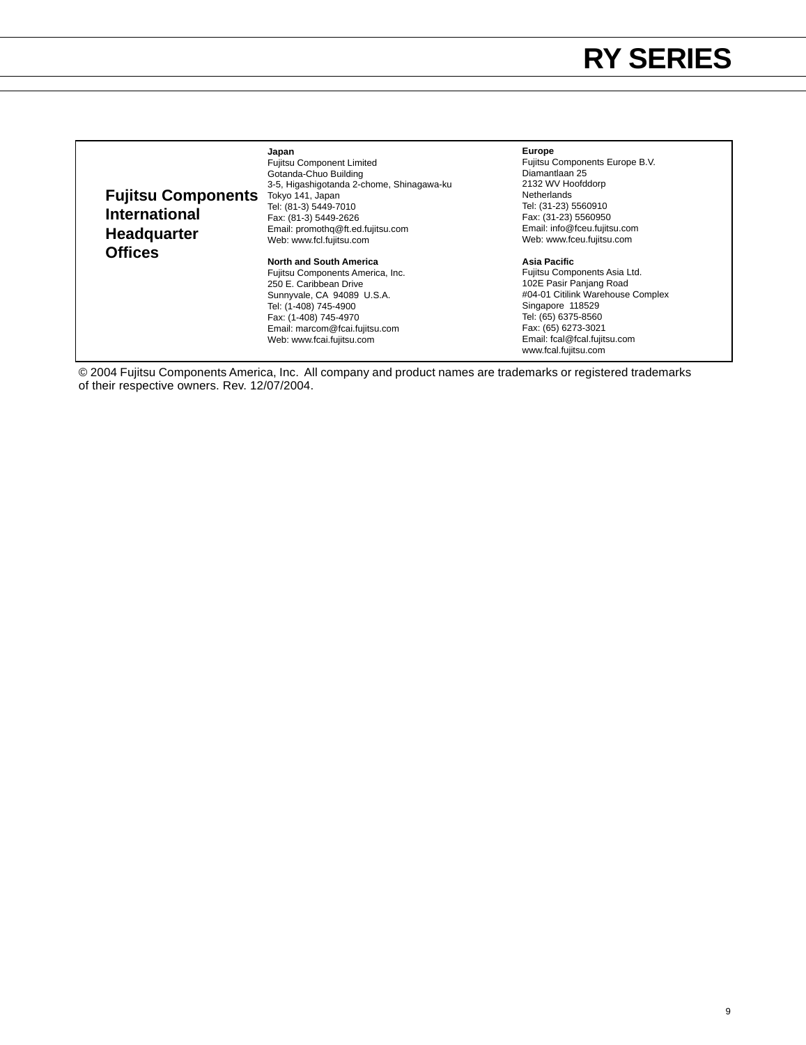**Fujitsu Components International Headquarter Offices**

**Japan**
Fujitsu Component Limited
Gotanda-Chuo Building
3-5, Higashigotanda 2-chome, Shinagawa-ku
Tokyo 141, Japan
Tel: (81-3) 5449-7010
Fax: (81-3) 5449-2626
Email: promothq@ft.ed.fujitsu.com
Web: www.fcl.fujitsu.com

**North and South America**
Fujitsu Components America, Inc.
250 E. Caribbean Drive
Sunnyvale, CA 94089 U.S.A.
Tel: (1-408) 745-4900
Fax: (1-408) 745-4970
Email: marcom@fcai.fujitsu.com
Web: www.fcai.fujitsu.com

**Europe**
Fujitsu Components Europe B.V.
Diamantlaan 25
2132 WV Hoofddorp
Netherlands
Tel: (31-23) 5560910
Fax: (31-23) 5560950
Email: info@fceu.fujitsu.com
Web: www.fceu.fujitsu.com

**Asia Pacific**
Fujitsu Components Asia Ltd.
102E Pasir Panjang Road
#04-01 Citilink Warehouse Complex
Singapore 118529
Tel: (65) 6375-8560
Fax: (65) 6273-3021
Email: fcal@fcal.fujitsu.com
www.fcal.fujitsu.com

© 2004 Fujitsu Components America, Inc. All company and product names are trademarks or registered trademarks of their respective owners. Rev. 12/07/2004.